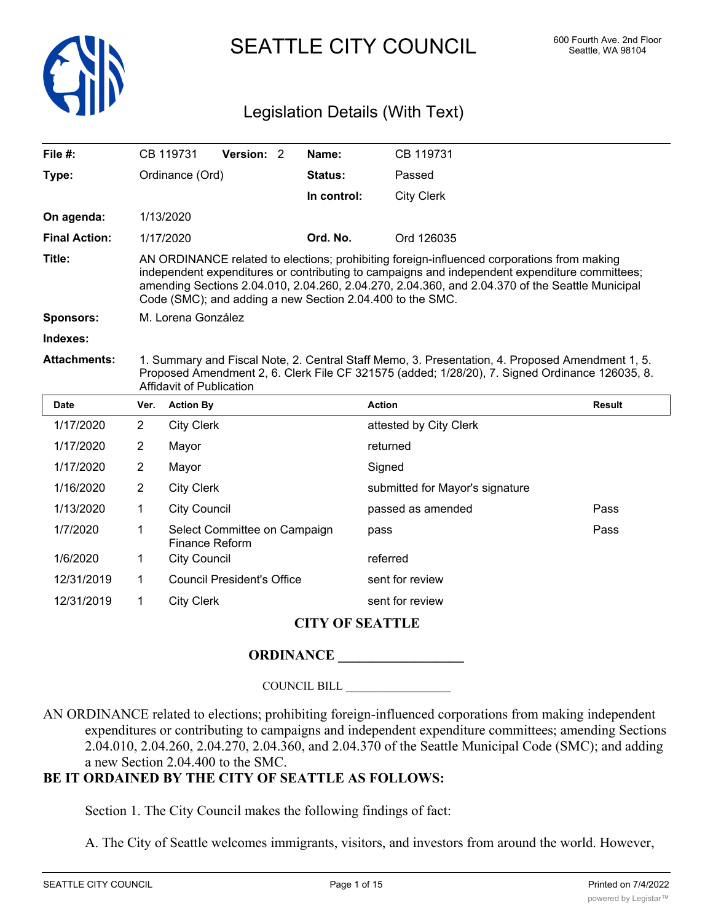# SEATTLE CITY COUNCIL

600 Fourth Ave. 2nd Floor
Seattle, WA 98104

## Legislation Details (With Text)

| | | | |
|---|---|---|---|
| **File #:** | CB 119731 **Version:** 2 | **Name:** | CB 119731 |
| **Type:** | Ordinance (Ord) | **Status:** | Passed |
| | | **In control:** | City Clerk |
| **On agenda:** | 1/13/2020 | | |
| **Final Action:** | 1/17/2020 | **Ord. No.** | Ord 126035 |

**Title:** AN ORDINANCE related to elections; prohibiting foreign-influenced corporations from making independent expenditures or contributing to campaigns and independent expenditure committees; amending Sections 2.04.010, 2.04.260, 2.04.270, 2.04.360, and 2.04.370 of the Seattle Municipal Code (SMC); and adding a new Section 2.04.400 to the SMC.

**Sponsors:** M. Lorena González

**Indexes:**

**Attachments:** 1. Summary and Fiscal Note, 2. Central Staff Memo, 3. Presentation, 4. Proposed Amendment 1, 5. Proposed Amendment 2, 6. Clerk File CF 321575 (added; 1/28/20), 7. Signed Ordinance 126035, 8. Affidavit of Publication

| Date | Ver. | Action By | Action | Result |
|---|---|---|---|---|
| 1/17/2020 | 2 | City Clerk | attested by City Clerk | |
| 1/17/2020 | 2 | Mayor | returned | |
| 1/17/2020 | 2 | Mayor | Signed | |
| 1/16/2020 | 2 | City Clerk | submitted for Mayor's signature | |
| 1/13/2020 | 1 | City Council | passed as amended | Pass |
| 1/7/2020 | 1 | Select Committee on Campaign Finance Reform | pass | Pass |
| 1/6/2020 | 1 | City Council | referred | |
| 12/31/2019 | 1 | Council President's Office | sent for review | |
| 12/31/2019 | 1 | City Clerk | sent for review | |

**CITY OF SEATTLE**

**ORDINANCE \_\_\_\_\_\_\_\_\_\_\_\_\_\_\_\_\_\_**

COUNCIL BILL \_\_\_\_\_\_\_\_\_\_\_\_\_\_\_\_\_\_

AN ORDINANCE related to elections; prohibiting foreign-influenced corporations from making independent expenditures or contributing to campaigns and independent expenditure committees; amending Sections 2.04.010, 2.04.260, 2.04.270, 2.04.360, and 2.04.370 of the Seattle Municipal Code (SMC); and adding a new Section 2.04.400 to the SMC.

**BE IT ORDAINED BY THE CITY OF SEATTLE AS FOLLOWS:**

Section 1. The City Council makes the following findings of fact:

A. The City of Seattle welcomes immigrants, visitors, and investors from around the world. However,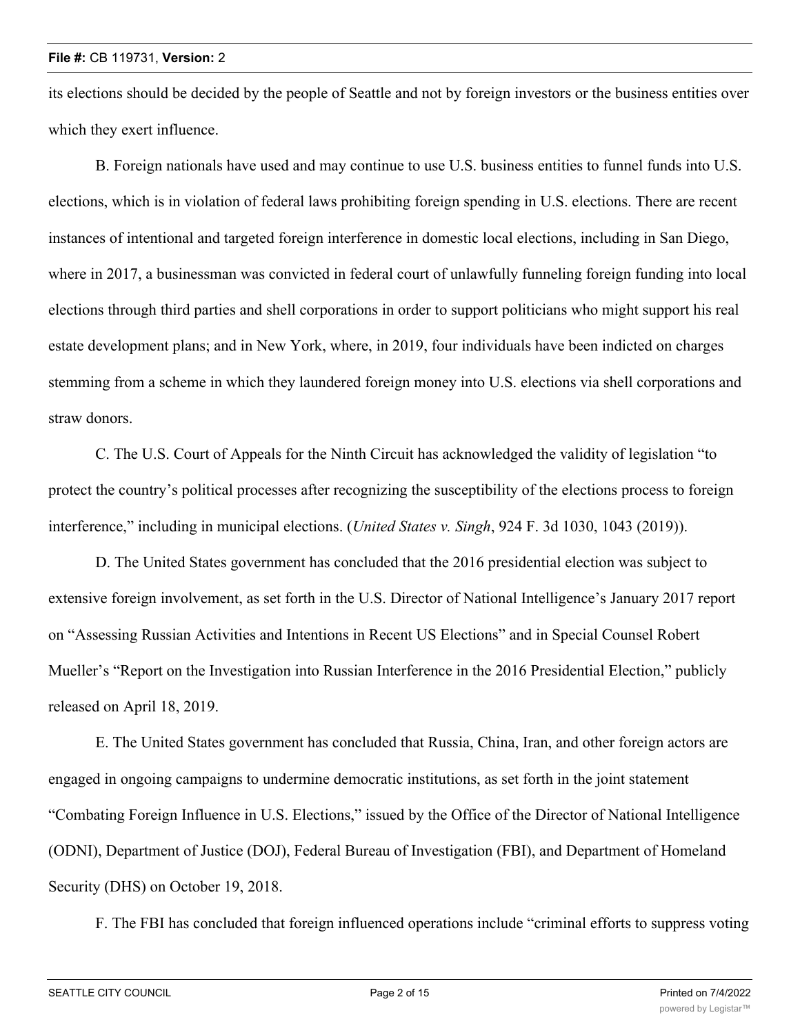its elections should be decided by the people of Seattle and not by foreign investors or the business entities over which they exert influence.

B. Foreign nationals have used and may continue to use U.S. business entities to funnel funds into U.S. elections, which is in violation of federal laws prohibiting foreign spending in U.S. elections. There are recent instances of intentional and targeted foreign interference in domestic local elections, including in San Diego, where in 2017, a businessman was convicted in federal court of unlawfully funneling foreign funding into local elections through third parties and shell corporations in order to support politicians who might support his real estate development plans; and in New York, where, in 2019, four individuals have been indicted on charges stemming from a scheme in which they laundered foreign money into U.S. elections via shell corporations and straw donors.

C. The U.S. Court of Appeals for the Ninth Circuit has acknowledged the validity of legislation "to protect the country's political processes after recognizing the susceptibility of the elections process to foreign interference," including in municipal elections. (*United States v. Singh*, 924 F. 3d 1030, 1043 (2019)).

D. The United States government has concluded that the 2016 presidential election was subject to extensive foreign involvement, as set forth in the U.S. Director of National Intelligence's January 2017 report on "Assessing Russian Activities and Intentions in Recent US Elections" and in Special Counsel Robert Mueller's "Report on the Investigation into Russian Interference in the 2016 Presidential Election," publicly released on April 18, 2019.

E. The United States government has concluded that Russia, China, Iran, and other foreign actors are engaged in ongoing campaigns to undermine democratic institutions, as set forth in the joint statement "Combating Foreign Influence in U.S. Elections," issued by the Office of the Director of National Intelligence (ODNI), Department of Justice (DOJ), Federal Bureau of Investigation (FBI), and Department of Homeland Security (DHS) on October 19, 2018.

F. The FBI has concluded that foreign influenced operations include "criminal efforts to suppress voting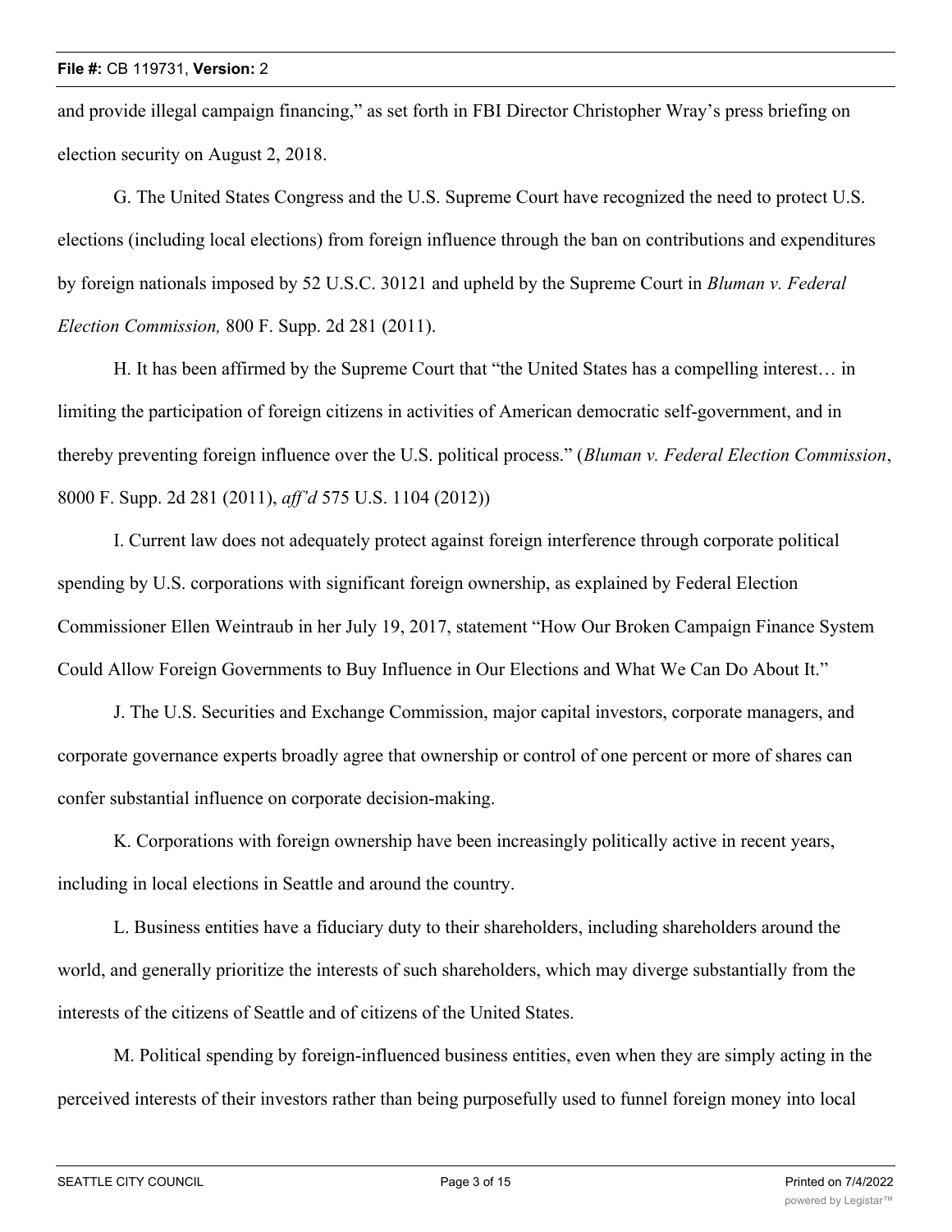and provide illegal campaign financing," as set forth in FBI Director Christopher Wray's press briefing on election security on August 2, 2018.

G. The United States Congress and the U.S. Supreme Court have recognized the need to protect U.S. elections (including local elections) from foreign influence through the ban on contributions and expenditures by foreign nationals imposed by 52 U.S.C. 30121 and upheld by the Supreme Court in *Bluman v. Federal Election Commission,* 800 F. Supp. 2d 281 (2011).

H. It has been affirmed by the Supreme Court that "the United States has a compelling interest… in limiting the participation of foreign citizens in activities of American democratic self-government, and in thereby preventing foreign influence over the U.S. political process." (*Bluman v. Federal Election Commission*, 8000 F. Supp. 2d 281 (2011), *aff'd* 575 U.S. 1104 (2012))

I. Current law does not adequately protect against foreign interference through corporate political spending by U.S. corporations with significant foreign ownership, as explained by Federal Election Commissioner Ellen Weintraub in her July 19, 2017, statement "How Our Broken Campaign Finance System Could Allow Foreign Governments to Buy Influence in Our Elections and What We Can Do About It."

J. The U.S. Securities and Exchange Commission, major capital investors, corporate managers, and corporate governance experts broadly agree that ownership or control of one percent or more of shares can confer substantial influence on corporate decision-making.

K. Corporations with foreign ownership have been increasingly politically active in recent years, including in local elections in Seattle and around the country.

L. Business entities have a fiduciary duty to their shareholders, including shareholders around the world, and generally prioritize the interests of such shareholders, which may diverge substantially from the interests of the citizens of Seattle and of citizens of the United States.

M. Political spending by foreign-influenced business entities, even when they are simply acting in the perceived interests of their investors rather than being purposefully used to funnel foreign money into local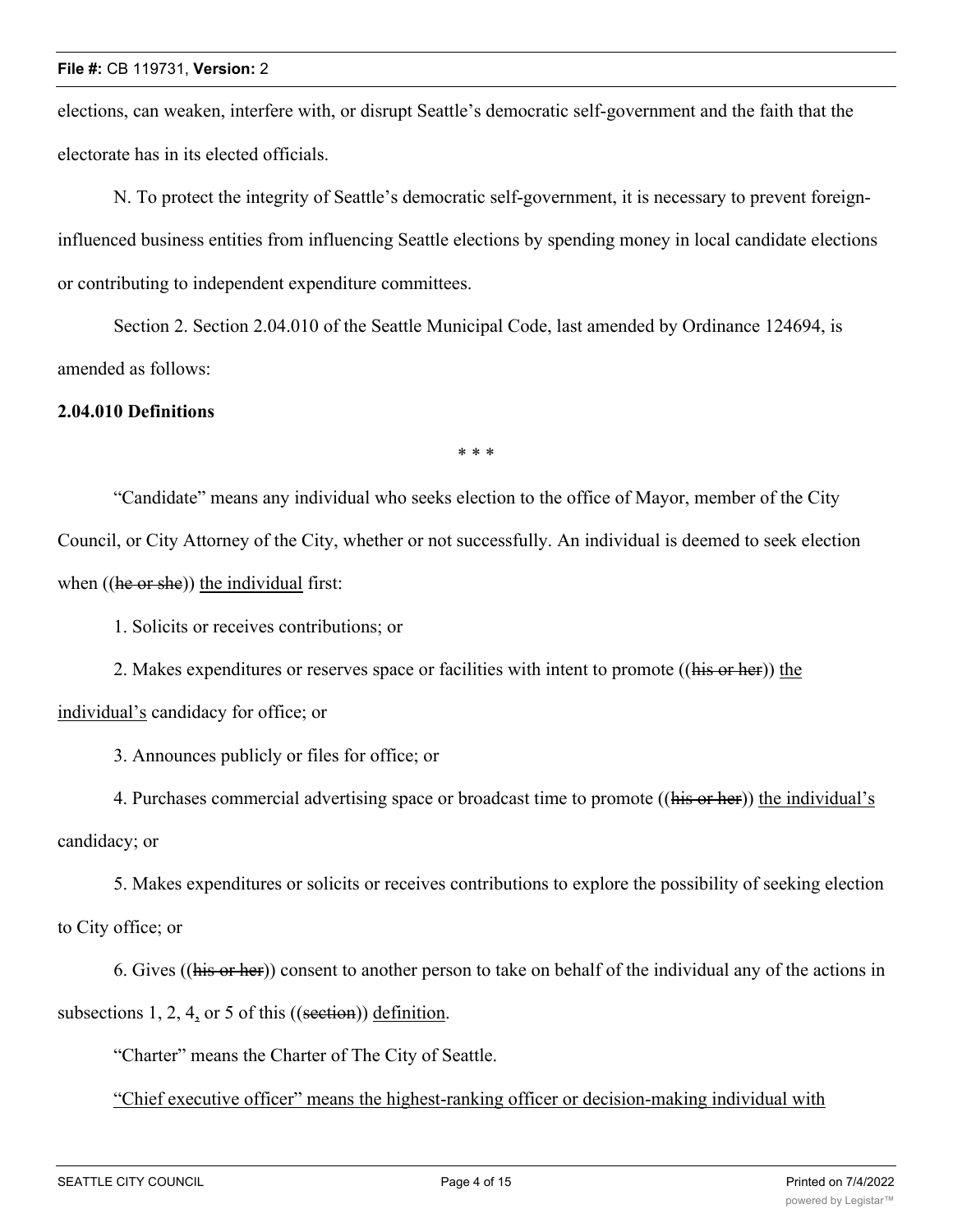elections, can weaken, interfere with, or disrupt Seattle's democratic self-government and the faith that the electorate has in its elected officials.

N. To protect the integrity of Seattle's democratic self-government, it is necessary to prevent foreign-influenced business entities from influencing Seattle elections by spending money in local candidate elections or contributing to independent expenditure committees.

Section 2. Section 2.04.010 of the Seattle Municipal Code, last amended by Ordinance 124694, is amended as follows:

**2.04.010 Definitions**

\* \* \*

"Candidate" means any individual who seeks election to the office of Mayor, member of the City Council, or City Attorney of the City, whether or not successfully. An individual is deemed to seek election when ((~~he or she~~)) <u>the individual</u> first:

1. Solicits or receives contributions; or

2. Makes expenditures or reserves space or facilities with intent to promote ((~~his or her~~)) <u>the individual's</u> candidacy for office; or

3. Announces publicly or files for office; or

4. Purchases commercial advertising space or broadcast time to promote ((~~his or her~~)) <u>the individual's</u> candidacy; or

5. Makes expenditures or solicits or receives contributions to explore the possibility of seeking election to City office; or

6. Gives ((~~his or her~~)) consent to another person to take on behalf of the individual any of the actions in subsections 1, 2, 4<u>,</u> or 5 of this ((~~section~~)) <u>definition</u>.

"Charter" means the Charter of The City of Seattle.

<u>"Chief executive officer" means the highest-ranking officer or decision-making individual with</u>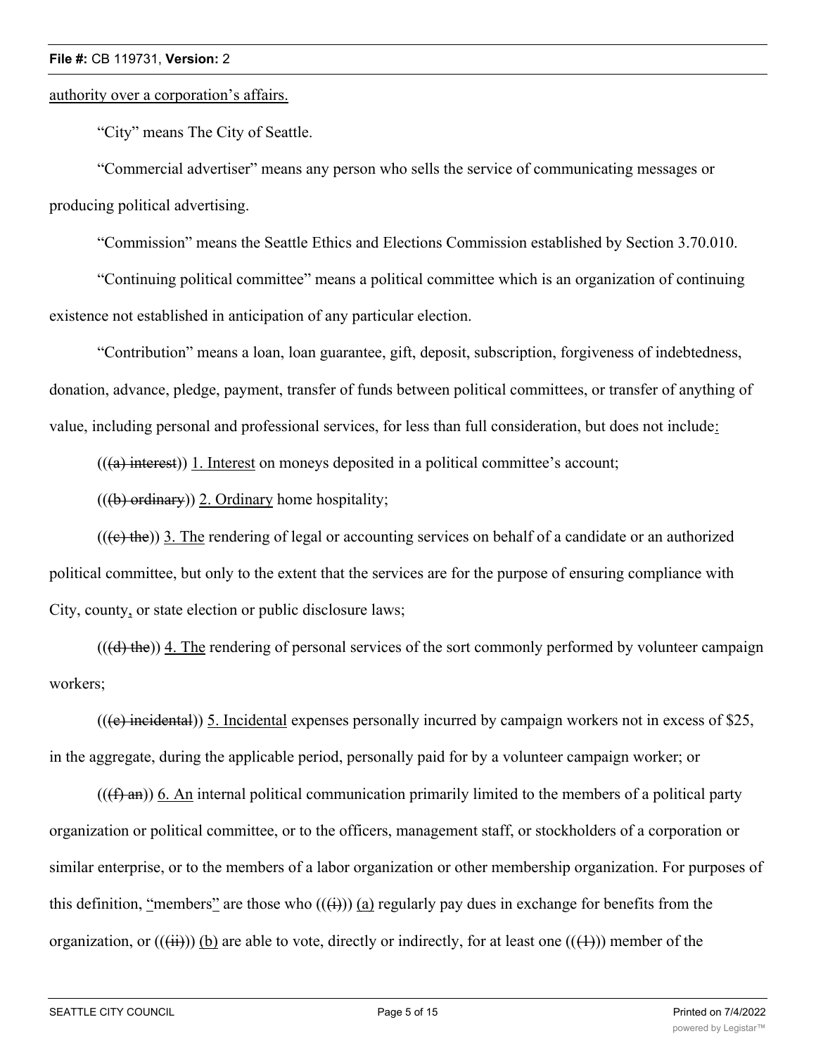authority over a corporation's affairs.

"City" means The City of Seattle.

"Commercial advertiser" means any person who sells the service of communicating messages or producing political advertising.

"Commission" means the Seattle Ethics and Elections Commission established by Section 3.70.010.

"Continuing political committee" means a political committee which is an organization of continuing existence not established in anticipation of any particular election.

"Contribution" means a loan, loan guarantee, gift, deposit, subscription, forgiveness of indebtedness, donation, advance, pledge, payment, transfer of funds between political committees, or transfer of anything of value, including personal and professional services, for less than full consideration, but does not include:

(((a) interest)) 1. Interest on moneys deposited in a political committee's account;

(((b) ordinary)) 2. Ordinary home hospitality;

(((c) the)) 3. The rendering of legal or accounting services on behalf of a candidate or an authorized political committee, but only to the extent that the services are for the purpose of ensuring compliance with City, county, or state election or public disclosure laws;

(((d) the)) 4. The rendering of personal services of the sort commonly performed by volunteer campaign workers;

(((e) incidental)) 5. Incidental expenses personally incurred by campaign workers not in excess of $25, in the aggregate, during the applicable period, personally paid for by a volunteer campaign worker; or

(((f) an)) 6. An internal political communication primarily limited to the members of a political party organization or political committee, or to the officers, management staff, or stockholders of a corporation or similar enterprise, or to the members of a labor organization or other membership organization. For purposes of this definition, "members" are those who (((i))) (a) regularly pay dues in exchange for benefits from the organization, or (((ii))) (b) are able to vote, directly or indirectly, for at least one (((1))) member of the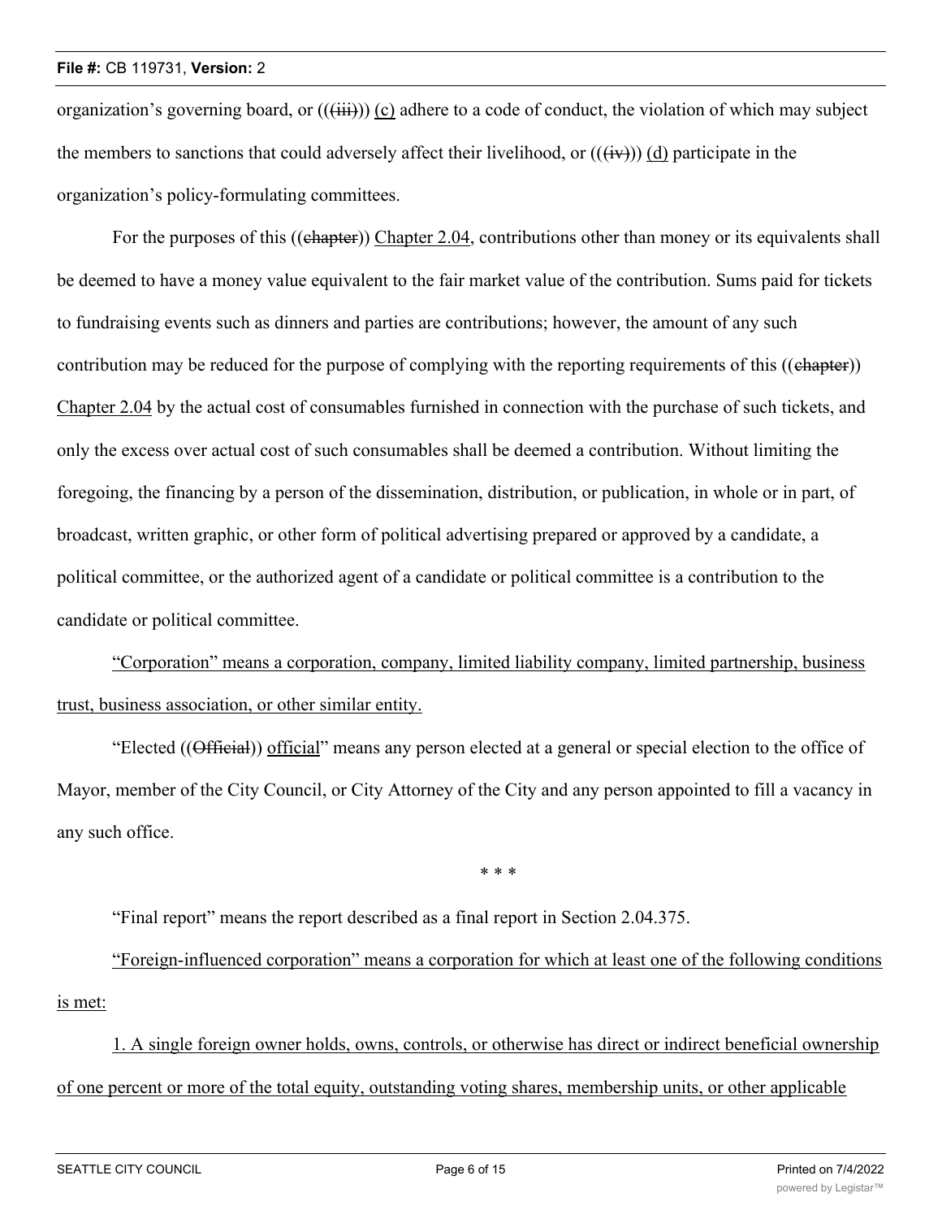organization's governing board, or (((~~iii~~))) <u>(c)</u> adhere to a code of conduct, the violation of which may subject the members to sanctions that could adversely affect their livelihood, or (((~~iv~~))) <u>(d)</u> participate in the organization's policy-formulating committees.

For the purposes of this ((~~chapter~~)) <u>Chapter 2.04</u>, contributions other than money or its equivalents shall be deemed to have a money value equivalent to the fair market value of the contribution. Sums paid for tickets to fundraising events such as dinners and parties are contributions; however, the amount of any such contribution may be reduced for the purpose of complying with the reporting requirements of this ((~~chapter~~)) <u>Chapter 2.04</u> by the actual cost of consumables furnished in connection with the purchase of such tickets, and only the excess over actual cost of such consumables shall be deemed a contribution. Without limiting the foregoing, the financing by a person of the dissemination, distribution, or publication, in whole or in part, of broadcast, written graphic, or other form of political advertising prepared or approved by a candidate, a political committee, or the authorized agent of a candidate or political committee is a contribution to the candidate or political committee.

<u>"Corporation" means a corporation, company, limited liability company, limited partnership, business trust, business association, or other similar entity.</u>

"Elected ((~~Official~~)) <u>official</u>" means any person elected at a general or special election to the office of Mayor, member of the City Council, or City Attorney of the City and any person appointed to fill a vacancy in any such office.

\* \* \*

"Final report" means the report described as a final report in Section 2.04.375.

<u>"Foreign-influenced corporation" means a corporation for which at least one of the following conditions is met:</u>

<u>1. A single foreign owner holds, owns, controls, or otherwise has direct or indirect beneficial ownership of one percent or more of the total equity, outstanding voting shares, membership units, or other applicable</u>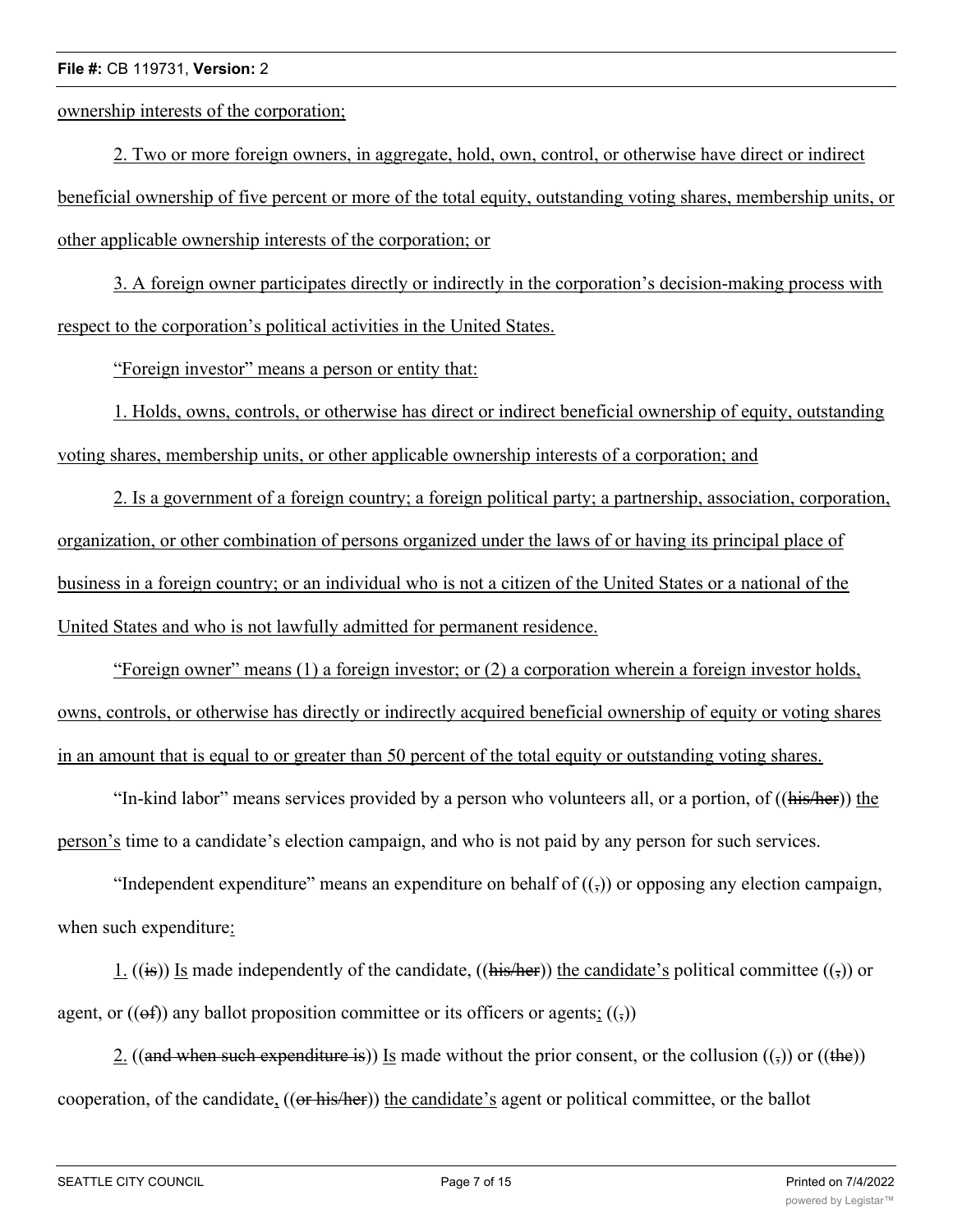ownership interests of the corporation;

2. Two or more foreign owners, in aggregate, hold, own, control, or otherwise have direct or indirect beneficial ownership of five percent or more of the total equity, outstanding voting shares, membership units, or other applicable ownership interests of the corporation; or

3. A foreign owner participates directly or indirectly in the corporation's decision-making process with respect to the corporation's political activities in the United States.

"Foreign investor" means a person or entity that:

1. Holds, owns, controls, or otherwise has direct or indirect beneficial ownership of equity, outstanding voting shares, membership units, or other applicable ownership interests of a corporation; and

2. Is a government of a foreign country; a foreign political party; a partnership, association, corporation, organization, or other combination of persons organized under the laws of or having its principal place of business in a foreign country; or an individual who is not a citizen of the United States or a national of the United States and who is not lawfully admitted for permanent residence.

"Foreign owner" means (1) a foreign investor; or (2) a corporation wherein a foreign investor holds, owns, controls, or otherwise has directly or indirectly acquired beneficial ownership of equity or voting shares in an amount that is equal to or greater than 50 percent of the total equity or outstanding voting shares.

"In-kind labor" means services provided by a person who volunteers all, or a portion, of ((~~his/her~~)) the person's time to a candidate's election campaign, and who is not paid by any person for such services.

"Independent expenditure" means an expenditure on behalf of ((~~,~~)) or opposing any election campaign, when such expenditure:

1. ((~~is~~)) Is made independently of the candidate, ((~~his/her~~)) the candidate's political committee ((~~,~~)) or agent, or ((~~of~~)) any ballot proposition committee or its officers or agents; ((~~,~~))

2. ((~~and when such expenditure is~~)) Is made without the prior consent, or the collusion ((~~,~~)) or ((~~the~~)) cooperation, of the candidate, ((~~or his/her~~)) the candidate's agent or political committee, or the ballot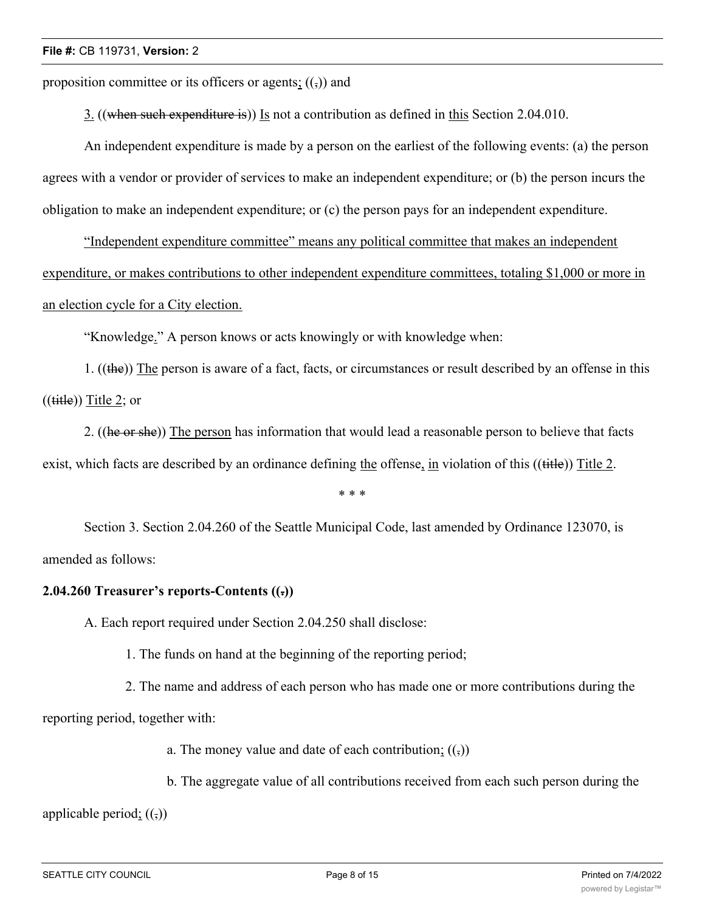proposition committee or its officers or agents; ((,)) and

3. ((when such expenditure is)) Is not a contribution as defined in this Section 2.04.010.

An independent expenditure is made by a person on the earliest of the following events: (a) the person agrees with a vendor or provider of services to make an independent expenditure; or (b) the person incurs the obligation to make an independent expenditure; or (c) the person pays for an independent expenditure.

"Independent expenditure committee" means any political committee that makes an independent expenditure, or makes contributions to other independent expenditure committees, totaling $1,000 or more in an election cycle for a City election.

"Knowledge." A person knows or acts knowingly or with knowledge when:

1. ((the)) The person is aware of a fact, facts, or circumstances or result described by an offense in this ((title)) Title 2; or

2. ((he or she)) The person has information that would lead a reasonable person to believe that facts exist, which facts are described by an ordinance defining the offense, in violation of this ((title)) Title 2.

\* \* \*

Section 3. Section 2.04.260 of the Seattle Municipal Code, last amended by Ordinance 123070, is amended as follows:

**2.04.260 Treasurer's reports-Contents ((.))**

A. Each report required under Section 2.04.250 shall disclose:

1. The funds on hand at the beginning of the reporting period;

2. The name and address of each person who has made one or more contributions during the reporting period, together with:

a. The money value and date of each contribution; ((,))

b. The aggregate value of all contributions received from each such person during the applicable period; ((,))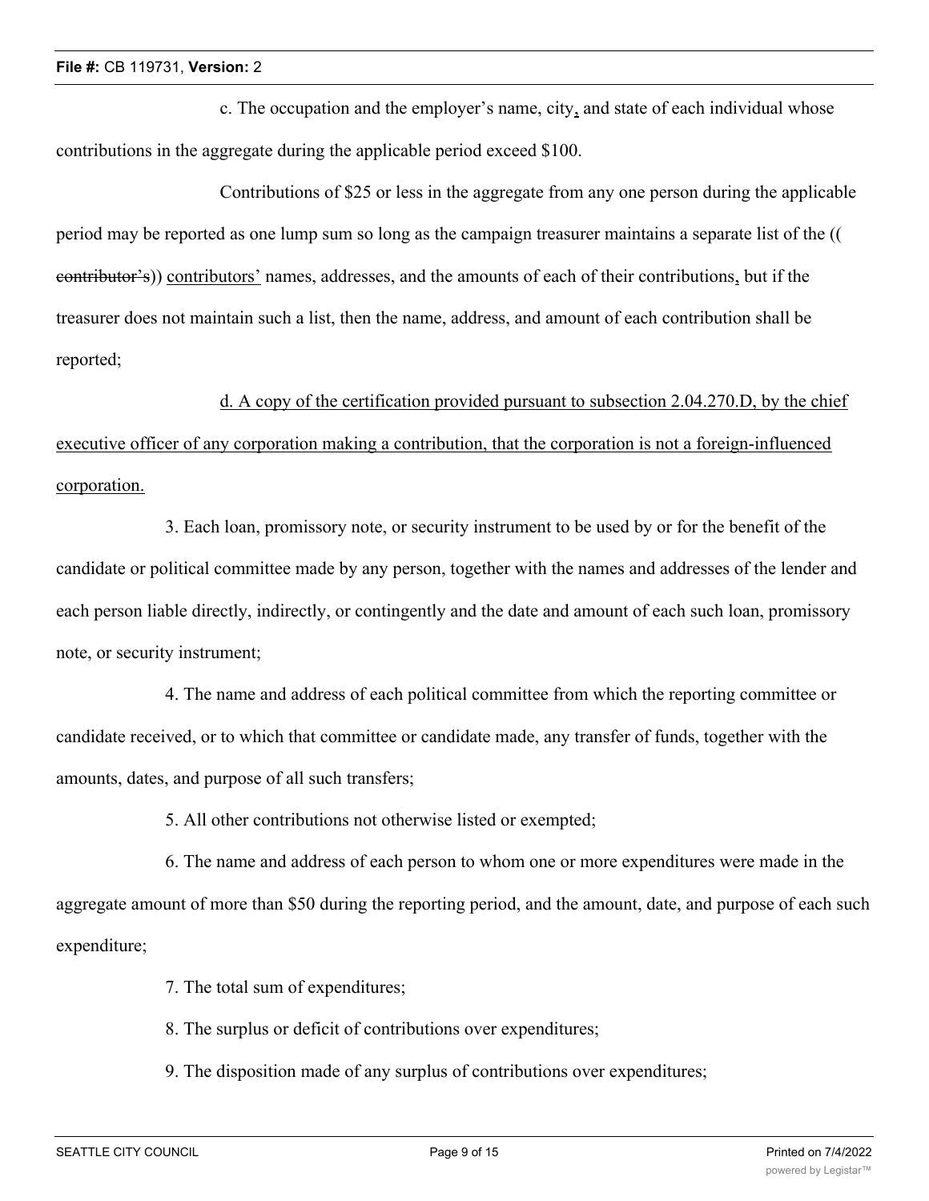c. The occupation and the employer's name, city, and state of each individual whose contributions in the aggregate during the applicable period exceed $100.

Contributions of $25 or less in the aggregate from any one person during the applicable period may be reported as one lump sum so long as the campaign treasurer maintains a separate list of the ((~~contributor's~~)) <u>contributors'</u> names, addresses, and the amounts of each of their contributions, but if the treasurer does not maintain such a list, then the name, address, and amount of each contribution shall be reported;

<u>d. A copy of the certification provided pursuant to subsection 2.04.270.D, by the chief executive officer of any corporation making a contribution, that the corporation is not a foreign-influenced corporation.</u>

3. Each loan, promissory note, or security instrument to be used by or for the benefit of the candidate or political committee made by any person, together with the names and addresses of the lender and each person liable directly, indirectly, or contingently and the date and amount of each such loan, promissory note, or security instrument;

4. The name and address of each political committee from which the reporting committee or candidate received, or to which that committee or candidate made, any transfer of funds, together with the amounts, dates, and purpose of all such transfers;

5. All other contributions not otherwise listed or exempted;

6. The name and address of each person to whom one or more expenditures were made in the aggregate amount of more than $50 during the reporting period, and the amount, date, and purpose of each such expenditure;

7. The total sum of expenditures;

8. The surplus or deficit of contributions over expenditures;

9. The disposition made of any surplus of contributions over expenditures;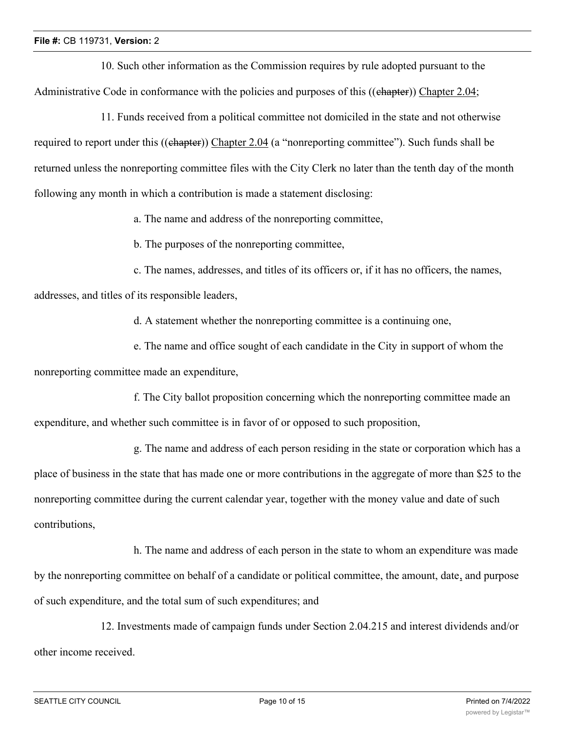10. Such other information as the Commission requires by rule adopted pursuant to the Administrative Code in conformance with the policies and purposes of this ((~~chapter~~)) <u>Chapter 2.04</u>;

11. Funds received from a political committee not domiciled in the state and not otherwise required to report under this ((~~chapter~~)) <u>Chapter 2.04</u> (a "nonreporting committee"). Such funds shall be returned unless the nonreporting committee files with the City Clerk no later than the tenth day of the month following any month in which a contribution is made a statement disclosing:

a. The name and address of the nonreporting committee,

b. The purposes of the nonreporting committee,

c. The names, addresses, and titles of its officers or, if it has no officers, the names, addresses, and titles of its responsible leaders,

d. A statement whether the nonreporting committee is a continuing one,

e. The name and office sought of each candidate in the City in support of whom the nonreporting committee made an expenditure,

f. The City ballot proposition concerning which the nonreporting committee made an expenditure, and whether such committee is in favor of or opposed to such proposition,

g. The name and address of each person residing in the state or corporation which has a place of business in the state that has made one or more contributions in the aggregate of more than $25 to the nonreporting committee during the current calendar year, together with the money value and date of such contributions,

h. The name and address of each person in the state to whom an expenditure was made by the nonreporting committee on behalf of a candidate or political committee, the amount, date<u>,</u> and purpose of such expenditure, and the total sum of such expenditures; and

12. Investments made of campaign funds under Section 2.04.215 and interest dividends and/or other income received.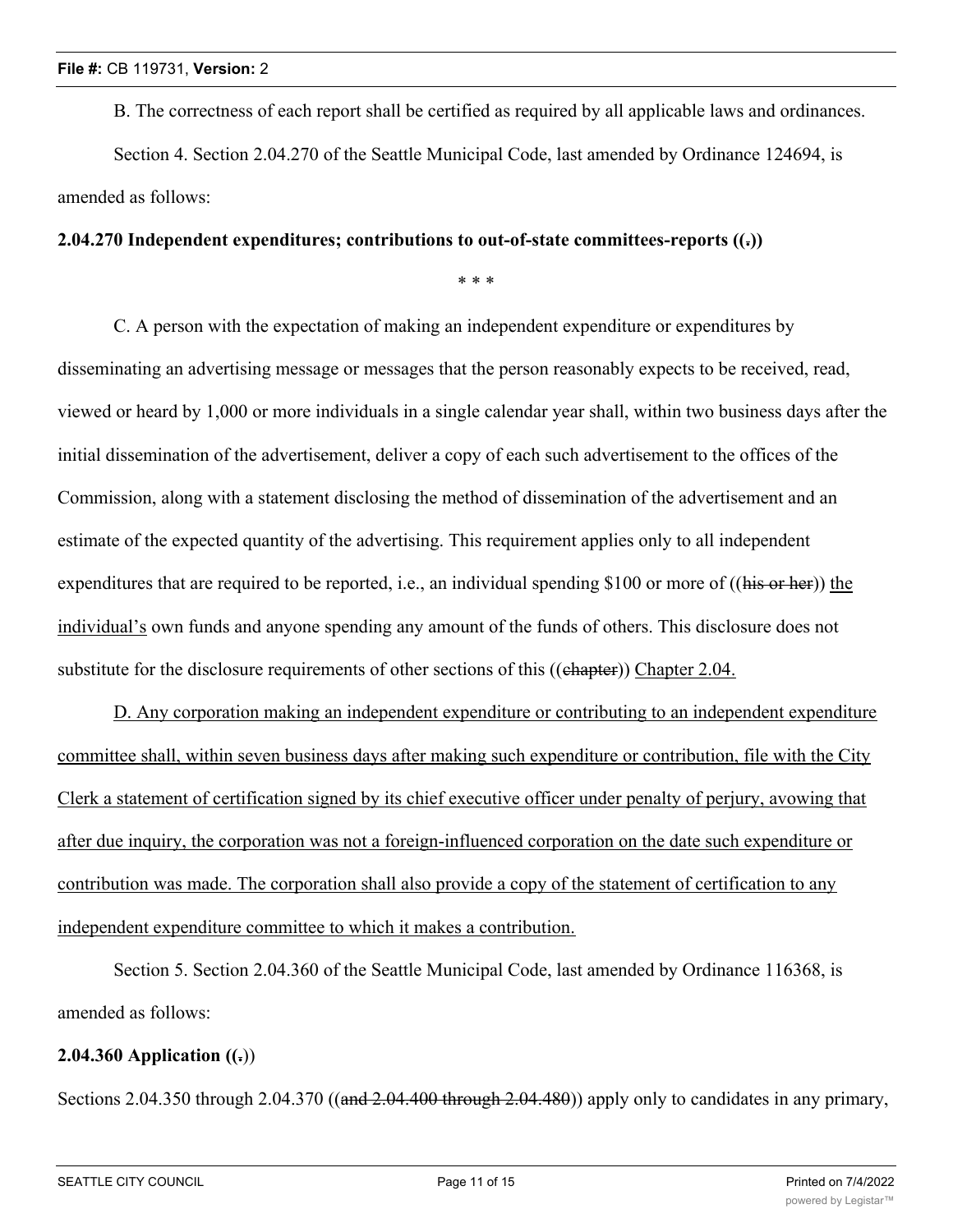B. The correctness of each report shall be certified as required by all applicable laws and ordinances.

Section 4. Section 2.04.270 of the Seattle Municipal Code, last amended by Ordinance 124694, is amended as follows:

**2.04.270 Independent expenditures; contributions to out-of-state committees-reports ((~~.~~))**

\* \* \*

C. A person with the expectation of making an independent expenditure or expenditures by disseminating an advertising message or messages that the person reasonably expects to be received, read, viewed or heard by 1,000 or more individuals in a single calendar year shall, within two business days after the initial dissemination of the advertisement, deliver a copy of each such advertisement to the offices of the Commission, along with a statement disclosing the method of dissemination of the advertisement and an estimate of the expected quantity of the advertising. This requirement applies only to all independent expenditures that are required to be reported, i.e., an individual spending $100 or more of ((~~his or her~~)) <u>the individual's</u> own funds and anyone spending any amount of the funds of others. This disclosure does not substitute for the disclosure requirements of other sections of this ((~~chapter~~)) <u>Chapter 2.04.</u>

<u>D. Any corporation making an independent expenditure or contributing to an independent expenditure committee shall, within seven business days after making such expenditure or contribution, file with the City Clerk a statement of certification signed by its chief executive officer under penalty of perjury, avowing that after due inquiry, the corporation was not a foreign-influenced corporation on the date such expenditure or contribution was made. The corporation shall also provide a copy of the statement of certification to any independent expenditure committee to which it makes a contribution.</u>

Section 5. Section 2.04.360 of the Seattle Municipal Code, last amended by Ordinance 116368, is amended as follows:

**2.04.360 Application ((~~.~~))**

Sections 2.04.350 through 2.04.370 ((~~and 2.04.400 through 2.04.480~~)) apply only to candidates in any primary,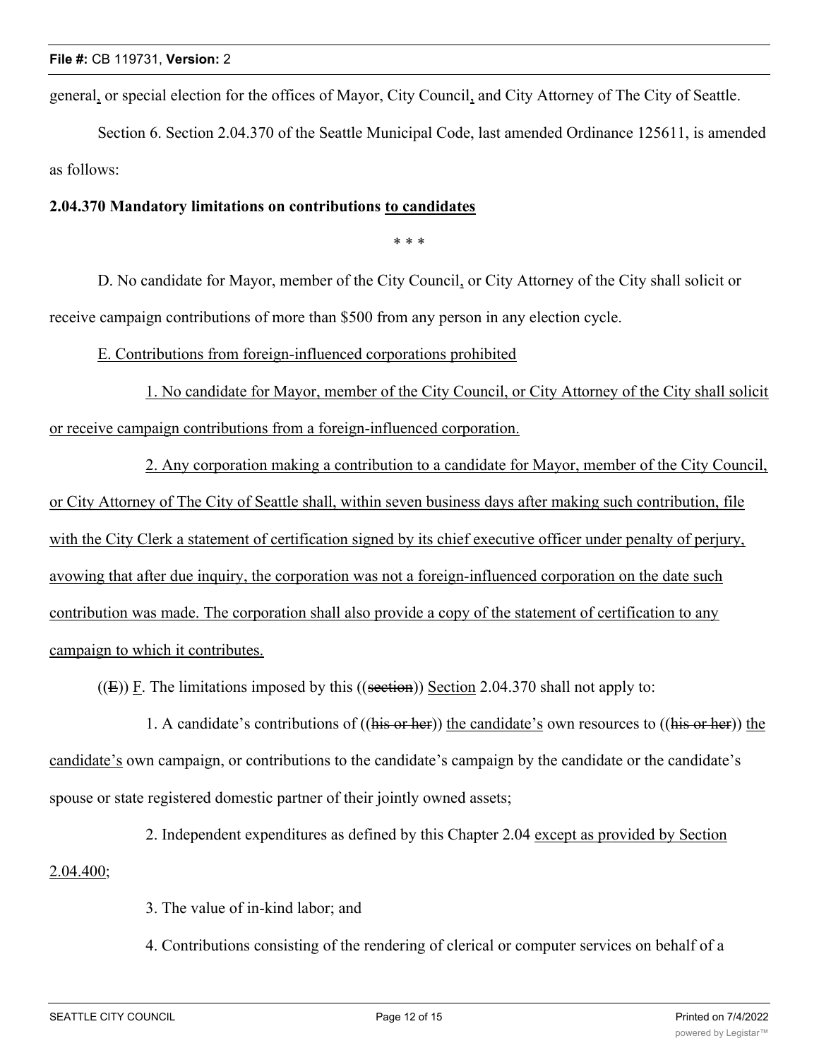general, or special election for the offices of Mayor, City Council, and City Attorney of The City of Seattle.

Section 6. Section 2.04.370 of the Seattle Municipal Code, last amended Ordinance 125611, is amended as follows:

**2.04.370 Mandatory limitations on contributions to candidates**

\* \* \*

D. No candidate for Mayor, member of the City Council, or City Attorney of the City shall solicit or receive campaign contributions of more than $500 from any person in any election cycle.

E. Contributions from foreign-influenced corporations prohibited

1. No candidate for Mayor, member of the City Council, or City Attorney of the City shall solicit or receive campaign contributions from a foreign-influenced corporation.

2. Any corporation making a contribution to a candidate for Mayor, member of the City Council, or City Attorney of The City of Seattle shall, within seven business days after making such contribution, file with the City Clerk a statement of certification signed by its chief executive officer under penalty of perjury, avowing that after due inquiry, the corporation was not a foreign-influenced corporation on the date such contribution was made. The corporation shall also provide a copy of the statement of certification to any campaign to which it contributes.

((~~E~~)) F. The limitations imposed by this ((~~section~~)) Section 2.04.370 shall not apply to:

1. A candidate's contributions of ((~~his or her~~)) the candidate's own resources to ((~~his or her~~)) the candidate's own campaign, or contributions to the candidate's campaign by the candidate or the candidate's spouse or state registered domestic partner of their jointly owned assets;

2. Independent expenditures as defined by this Chapter 2.04 except as provided by Section 2.04.400;

3. The value of in-kind labor; and

4. Contributions consisting of the rendering of clerical or computer services on behalf of a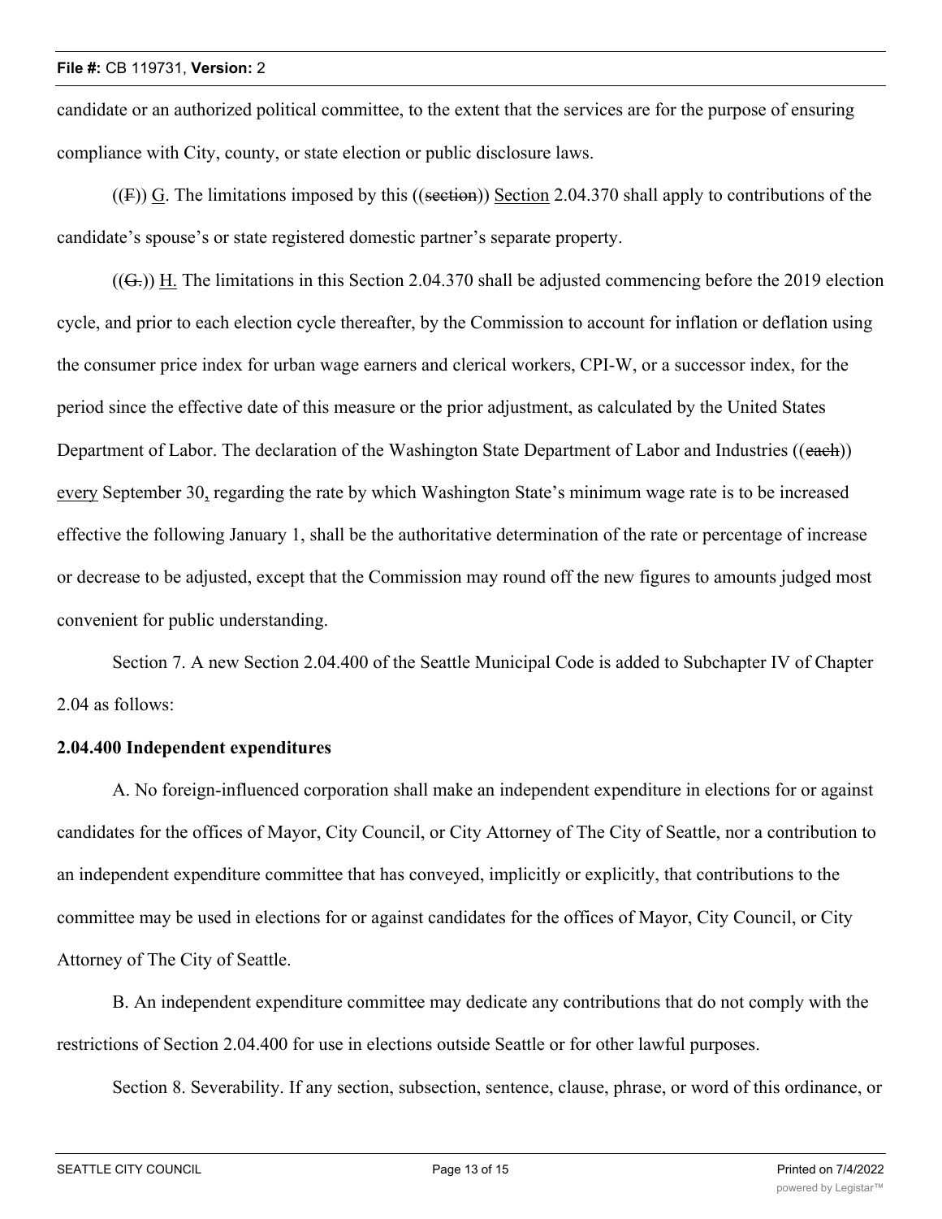candidate or an authorized political committee, to the extent that the services are for the purpose of ensuring compliance with City, county, or state election or public disclosure laws.

((~~F~~)) G. The limitations imposed by this ((~~section~~)) Section 2.04.370 shall apply to contributions of the candidate's spouse's or state registered domestic partner's separate property.

((~~G.~~)) H. The limitations in this Section 2.04.370 shall be adjusted commencing before the 2019 election cycle, and prior to each election cycle thereafter, by the Commission to account for inflation or deflation using the consumer price index for urban wage earners and clerical workers, CPI-W, or a successor index, for the period since the effective date of this measure or the prior adjustment, as calculated by the United States Department of Labor. The declaration of the Washington State Department of Labor and Industries ((~~each~~)) every September 30, regarding the rate by which Washington State's minimum wage rate is to be increased effective the following January 1, shall be the authoritative determination of the rate or percentage of increase or decrease to be adjusted, except that the Commission may round off the new figures to amounts judged most convenient for public understanding.

Section 7. A new Section 2.04.400 of the Seattle Municipal Code is added to Subchapter IV of Chapter 2.04 as follows:

**2.04.400 Independent expenditures**

A. No foreign-influenced corporation shall make an independent expenditure in elections for or against candidates for the offices of Mayor, City Council, or City Attorney of The City of Seattle, nor a contribution to an independent expenditure committee that has conveyed, implicitly or explicitly, that contributions to the committee may be used in elections for or against candidates for the offices of Mayor, City Council, or City Attorney of The City of Seattle.

B. An independent expenditure committee may dedicate any contributions that do not comply with the restrictions of Section 2.04.400 for use in elections outside Seattle or for other lawful purposes.

Section 8. Severability. If any section, subsection, sentence, clause, phrase, or word of this ordinance, or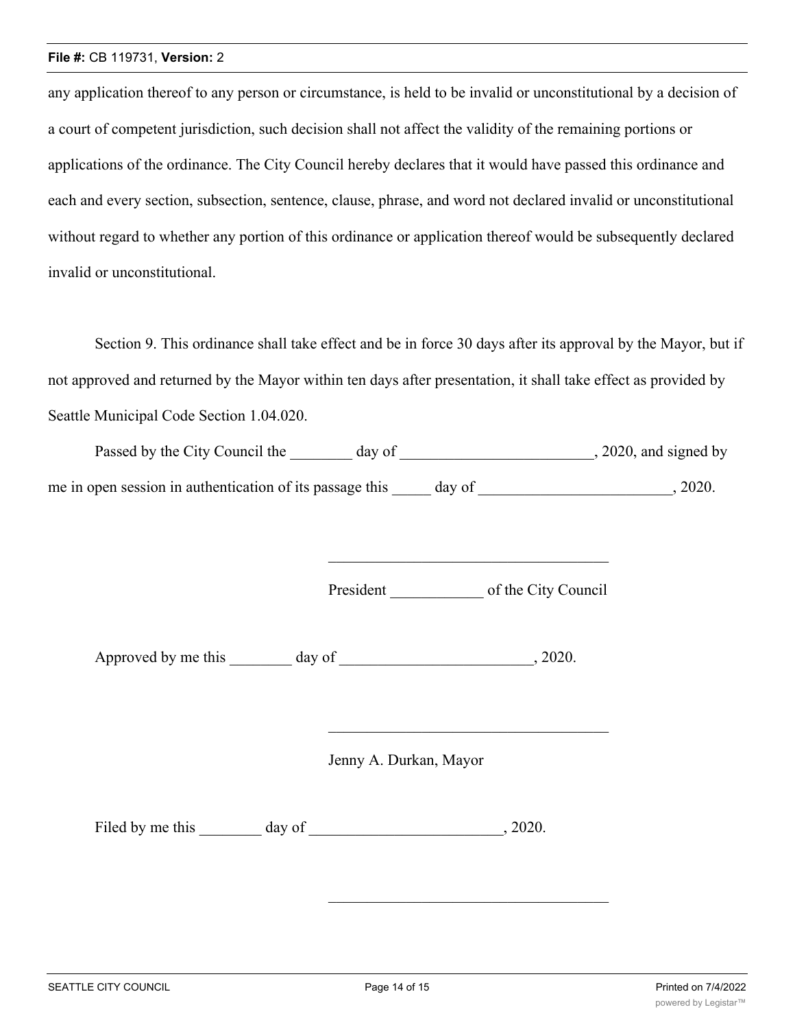any application thereof to any person or circumstance, is held to be invalid or unconstitutional by a decision of a court of competent jurisdiction, such decision shall not affect the validity of the remaining portions or applications of the ordinance. The City Council hereby declares that it would have passed this ordinance and each and every section, subsection, sentence, clause, phrase, and word not declared invalid or unconstitutional without regard to whether any portion of this ordinance or application thereof would be subsequently declared invalid or unconstitutional.

Section 9. This ordinance shall take effect and be in force 30 days after its approval by the Mayor, but if not approved and returned by the Mayor within ten days after presentation, it shall take effect as provided by Seattle Municipal Code Section 1.04.020.

Passed by the City Council the ________ day of _________________________, 2020, and signed by me in open session in authentication of its passage this _____ day of _________________________, 2020.

_____________________________________

President ____________ of the City Council

Approved by me this ________ day of _________________________, 2020.

_____________________________________

Jenny A. Durkan, Mayor

Filed by me this ________ day of _________________________, 2020.

_____________________________________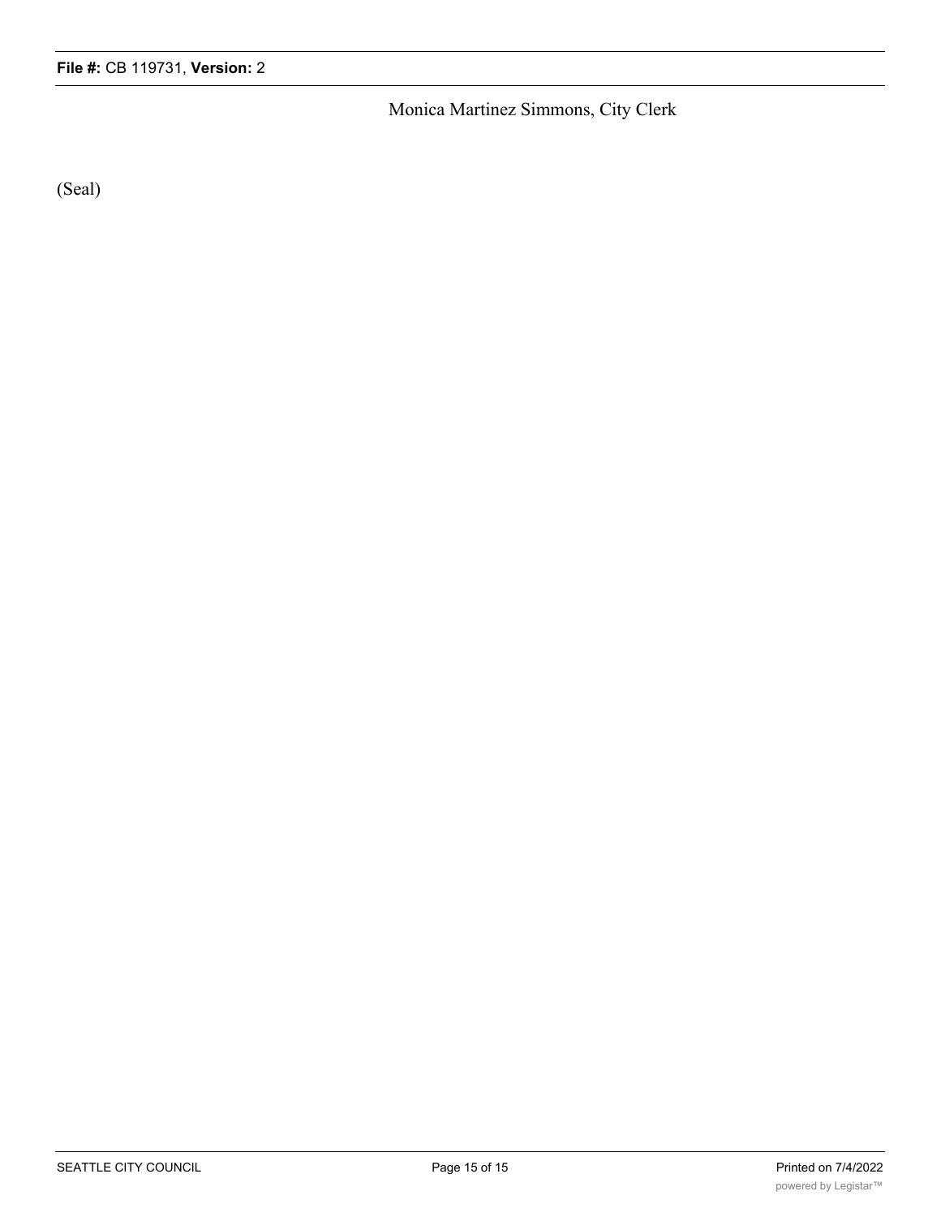Monica Martinez Simmons, City Clerk

(Seal)